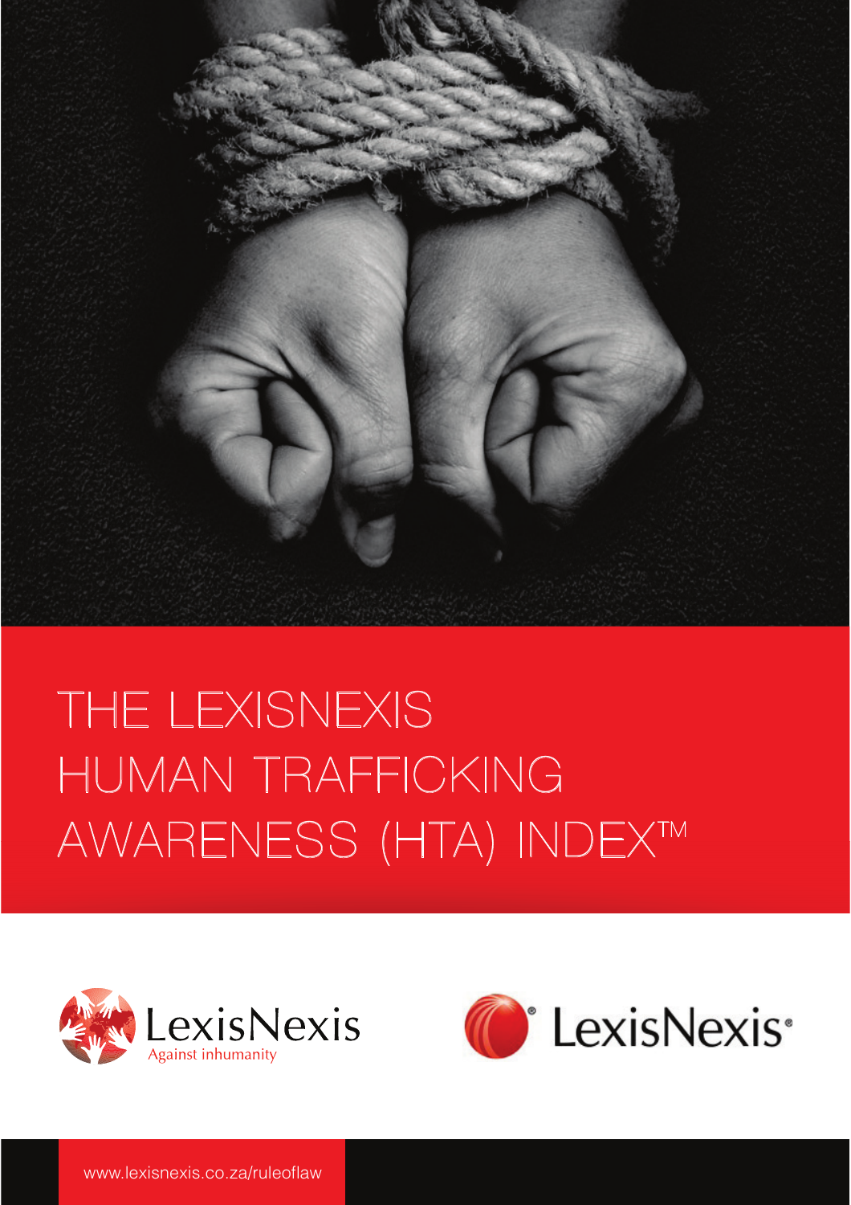# THE LEXISNEXIS HUMAN TRAFFICKING AWARENESS (HTA) INDEX™

LexisNexis
Against inhumanity

LexisNexis®

www.lexisnexis.co.za/ruleoflaw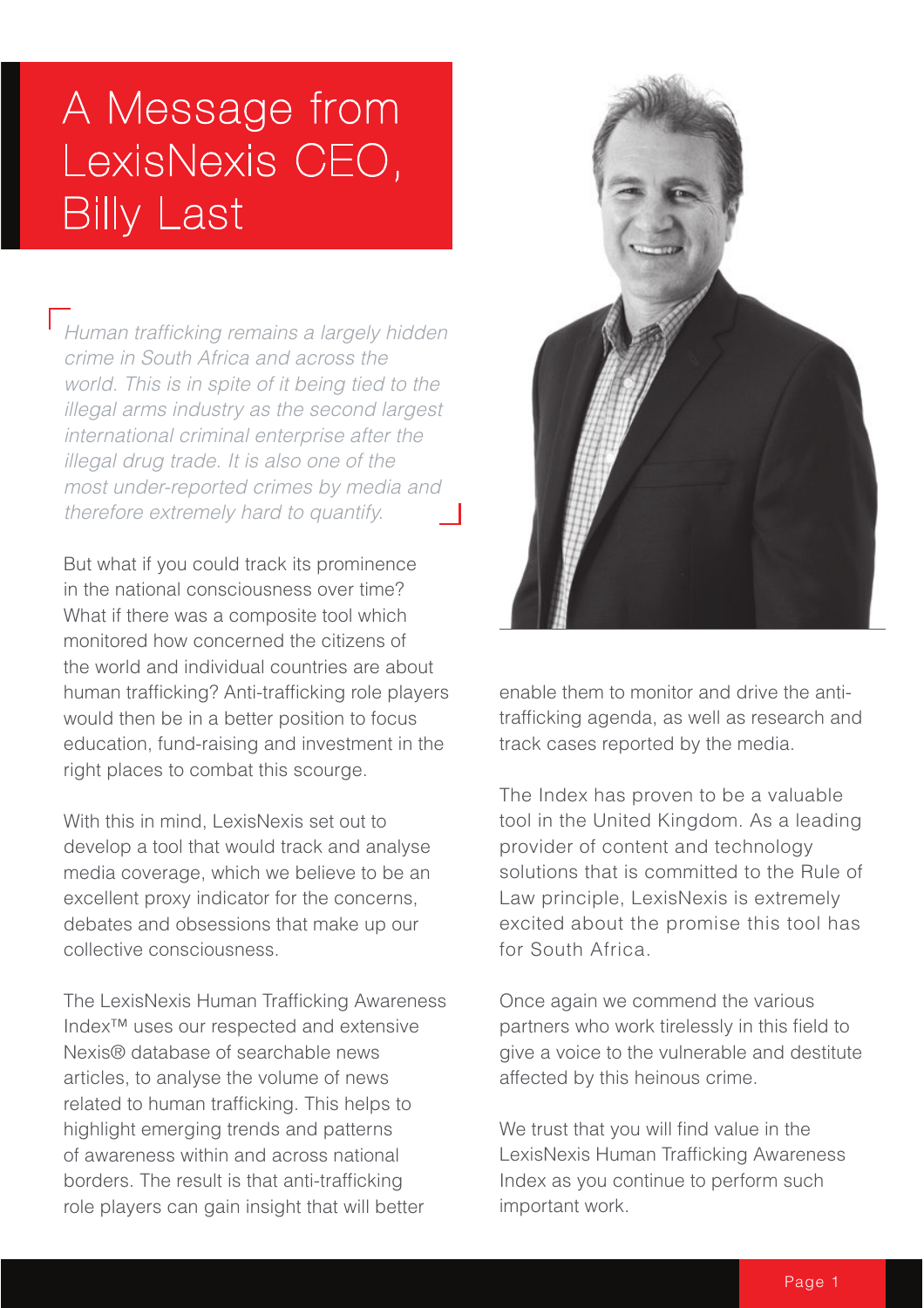# A Message from LexisNexis CEO, Billy Last

*Human trafficking remains a largely hidden crime in South Africa and across the world. This is in spite of it being tied to the illegal arms industry as the second largest international criminal enterprise after the illegal drug trade. It is also one of the most under-reported crimes by media and therefore extremely hard to quantify.*

But what if you could track its prominence in the national consciousness over time? What if there was a composite tool which monitored how concerned the citizens of the world and individual countries are about human trafficking? Anti-trafficking role players would then be in a better position to focus education, fund-raising and investment in the right places to combat this scourge.

With this in mind, LexisNexis set out to develop a tool that would track and analyse media coverage, which we believe to be an excellent proxy indicator for the concerns, debates and obsessions that make up our collective consciousness.

The LexisNexis Human Trafficking Awareness Index™ uses our respected and extensive Nexis® database of searchable news articles, to analyse the volume of news related to human trafficking. This helps to highlight emerging trends and patterns of awareness within and across national borders. The result is that anti-trafficking role players can gain insight that will better enable them to monitor and drive the anti-trafficking agenda, as well as research and track cases reported by the media.

The Index has proven to be a valuable tool in the United Kingdom. As a leading provider of content and technology solutions that is committed to the Rule of Law principle, LexisNexis is extremely excited about the promise this tool has for South Africa.

Once again we commend the various partners who work tirelessly in this field to give a voice to the vulnerable and destitute affected by this heinous crime.

We trust that you will find value in the LexisNexis Human Trafficking Awareness Index as you continue to perform such important work.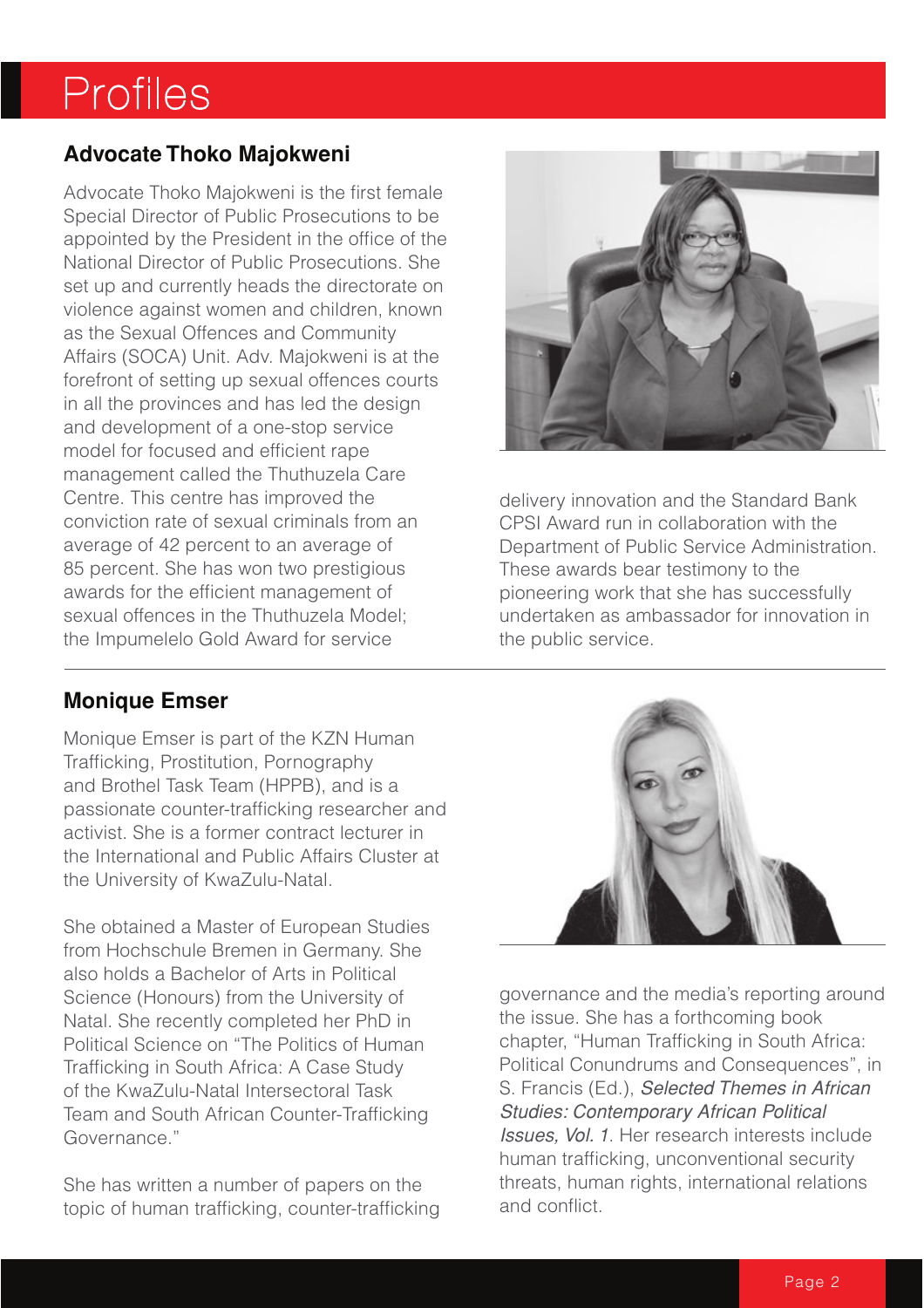# Profiles

## Advocate Thoko Majokweni

Advocate Thoko Majokweni is the first female Special Director of Public Prosecutions to be appointed by the President in the office of the National Director of Public Prosecutions. She set up and currently heads the directorate on violence against women and children, known as the Sexual Offences and Community Affairs (SOCA) Unit. Adv. Majokweni is at the forefront of setting up sexual offences courts in all the provinces and has led the design and development of a one-stop service model for focused and efficient rape management called the Thuthuzela Care Centre. This centre has improved the conviction rate of sexual criminals from an average of 42 percent to an average of 85 percent. She has won two prestigious awards for the efficient management of sexual offences in the Thuthuzela Model; the Impumelelo Gold Award for service delivery innovation and the Standard Bank CPSI Award run in collaboration with the Department of Public Service Administration. These awards bear testimony to the pioneering work that she has successfully undertaken as ambassador for innovation in the public service.

## Monique Emser

Monique Emser is part of the KZN Human Trafficking, Prostitution, Pornography and Brothel Task Team (HPPB), and is a passionate counter-trafficking researcher and activist. She is a former contract lecturer in the International and Public Affairs Cluster at the University of KwaZulu-Natal.

She obtained a Master of European Studies from Hochschule Bremen in Germany. She also holds a Bachelor of Arts in Political Science (Honours) from the University of Natal. She recently completed her PhD in Political Science on "The Politics of Human Trafficking in South Africa: A Case Study of the KwaZulu-Natal Intersectoral Task Team and South African Counter-Trafficking Governance."

She has written a number of papers on the topic of human trafficking, counter-trafficking governance and the media's reporting around the issue. She has a forthcoming book chapter, "Human Trafficking in South Africa: Political Conundrums and Consequences", in S. Francis (Ed.), *Selected Themes in African Studies: Contemporary African Political Issues, Vol. 1*. Her research interests include human trafficking, unconventional security threats, human rights, international relations and conflict.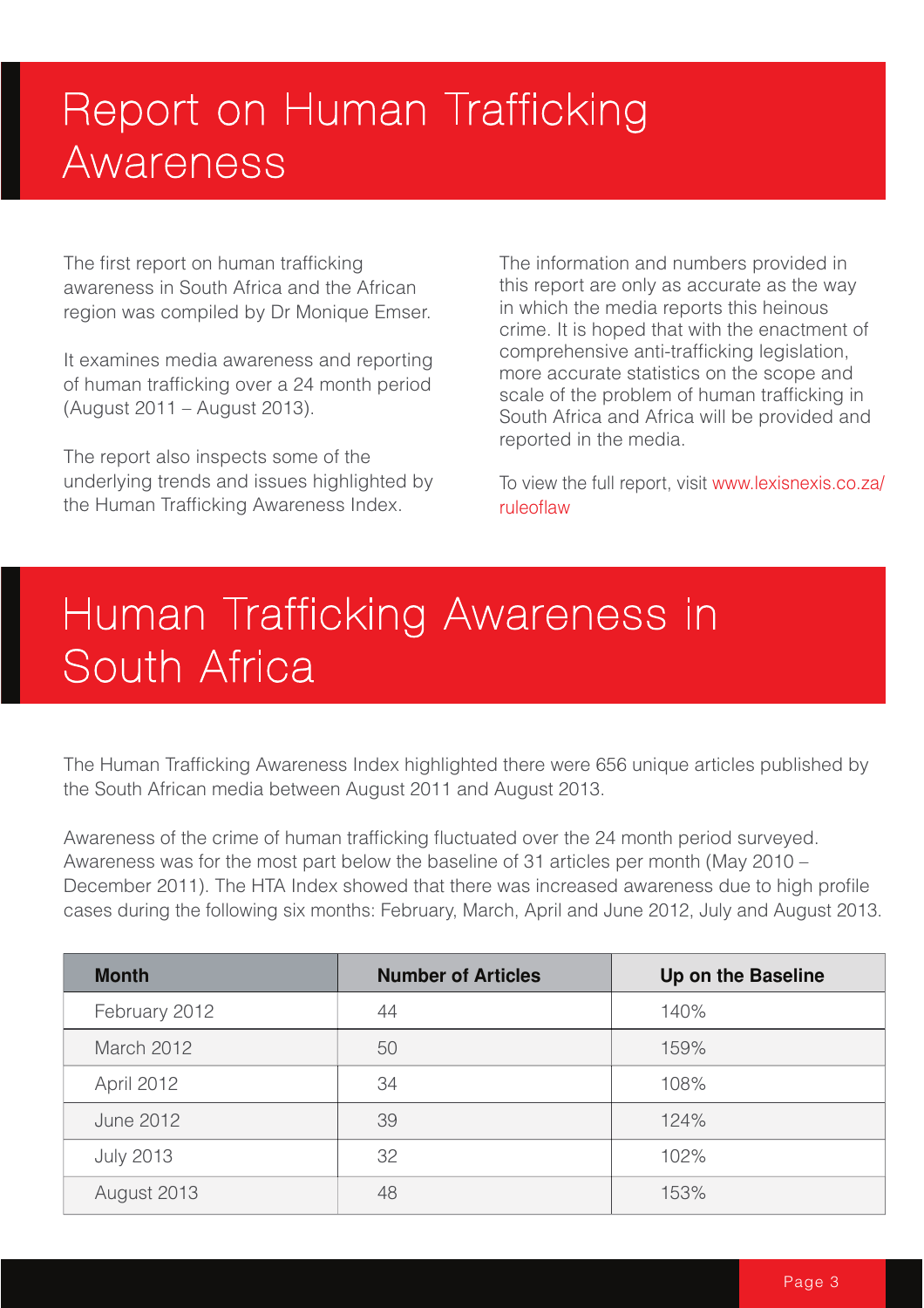# Report on Human Trafficking Awareness

The first report on human trafficking awareness in South Africa and the African region was compiled by Dr Monique Emser.

It examines media awareness and reporting of human trafficking over a 24 month period (August 2011 – August 2013).

The report also inspects some of the underlying trends and issues highlighted by the Human Trafficking Awareness Index.

The information and numbers provided in this report are only as accurate as the way in which the media reports this heinous crime. It is hoped that with the enactment of comprehensive anti-trafficking legislation, more accurate statistics on the scope and scale of the problem of human trafficking in South Africa and Africa will be provided and reported in the media.

To view the full report, visit www.lexisnexis.co.za/ruleoflaw

# Human Trafficking Awareness in South Africa

The Human Trafficking Awareness Index highlighted there were 656 unique articles published by the South African media between August 2011 and August 2013.

Awareness of the crime of human trafficking fluctuated over the 24 month period surveyed. Awareness was for the most part below the baseline of 31 articles per month (May 2010 – December 2011). The HTA Index showed that there was increased awareness due to high profile cases during the following six months: February, March, April and June 2012, July and August 2013.

| Month | Number of Articles | Up on the Baseline |
|---|---|---|
| February 2012 | 44 | 140% |
| March 2012 | 50 | 159% |
| April 2012 | 34 | 108% |
| June 2012 | 39 | 124% |
| July 2013 | 32 | 102% |
| August 2013 | 48 | 153% |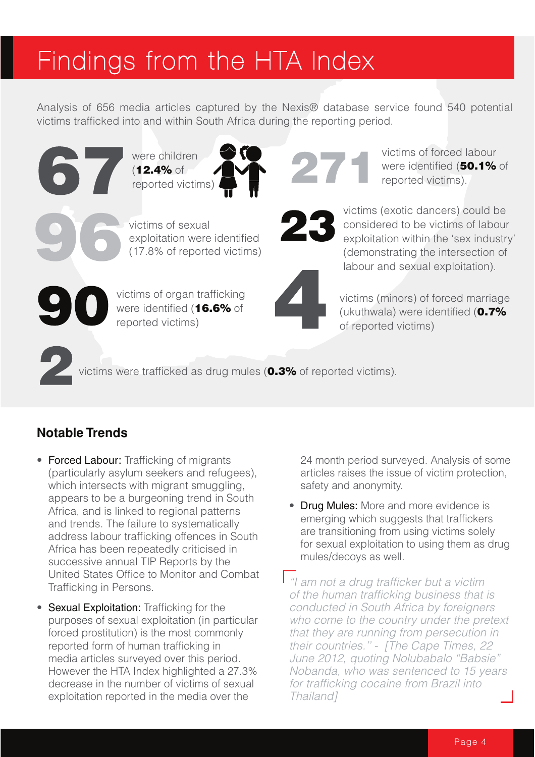# Findings from the HTA Index

Analysis of 656 media articles captured by the Nexis® database service found 540 potential victims trafficked into and within South Africa during the reporting period.

**67** were children (**12.4%** of reported victims)

**96** victims of sexual exploitation were identified (17.8% of reported victims)

**90** victims of organ trafficking were identified (**16.6%** of reported victims)

**271** victims of forced labour were identified (**50.1%** of reported victims).

**23** victims (exotic dancers) could be considered to be victims of labour exploitation within the 'sex industry' (demonstrating the intersection of labour and sexual exploitation).

**4** victims (minors) of forced marriage (ukuthwala) were identified (**0.7%** of reported victims)

**2** victims were trafficked as drug mules (**0.3%** of reported victims).

## Notable Trends

- Forced Labour: Trafficking of migrants (particularly asylum seekers and refugees), which intersects with migrant smuggling, appears to be a burgeoning trend in South Africa, and is linked to regional patterns and trends. The failure to systematically address labour trafficking offences in South Africa has been repeatedly criticised in successive annual TIP Reports by the United States Office to Monitor and Combat Trafficking in Persons.
- Sexual Exploitation: Trafficking for the purposes of sexual exploitation (in particular forced prostitution) is the most commonly reported form of human trafficking in media articles surveyed over this period. However the HTA Index highlighted a 27.3% decrease in the number of victims of sexual exploitation reported in the media over the 24 month period surveyed. Analysis of some articles raises the issue of victim protection, safety and anonymity.
- Drug Mules: More and more evidence is emerging which suggests that traffickers are transitioning from using victims solely for sexual exploitation to using them as drug mules/decoys as well.

*"I am not a drug trafficker but a victim of the human trafficking business that is conducted in South Africa by foreigners who come to the country under the pretext that they are running from persecution in their countries." - [The Cape Times, 22 June 2012, quoting Nolubabalo "Babsie" Nobanda, who was sentenced to 15 years for trafficking cocaine from Brazil into Thailand]*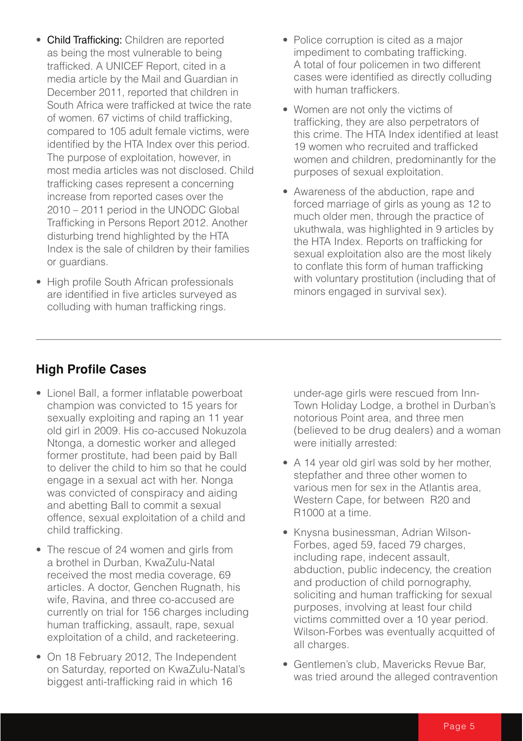- **Child Trafficking:** Children are reported as being the most vulnerable to being trafficked. A UNICEF Report, cited in a media article by the Mail and Guardian in December 2011, reported that children in South Africa were trafficked at twice the rate of women. 67 victims of child trafficking, compared to 105 adult female victims, were identified by the HTA Index over this period. The purpose of exploitation, however, in most media articles was not disclosed. Child trafficking cases represent a concerning increase from reported cases over the 2010 – 2011 period in the UNODC Global Trafficking in Persons Report 2012. Another disturbing trend highlighted by the HTA Index is the sale of children by their families or guardians.
- High profile South African professionals are identified in five articles surveyed as colluding with human trafficking rings.
- Police corruption is cited as a major impediment to combating trafficking. A total of four policemen in two different cases were identified as directly colluding with human traffickers.
- Women are not only the victims of trafficking, they are also perpetrators of this crime. The HTA Index identified at least 19 women who recruited and trafficked women and children, predominantly for the purposes of sexual exploitation.
- Awareness of the abduction, rape and forced marriage of girls as young as 12 to much older men, through the practice of ukuthwala, was highlighted in 9 articles by the HTA Index. Reports on trafficking for sexual exploitation also are the most likely to conflate this form of human trafficking with voluntary prostitution (including that of minors engaged in survival sex).

## High Profile Cases

- Lionel Ball, a former inflatable powerboat champion was convicted to 15 years for sexually exploiting and raping an 11 year old girl in 2009. His co-accused Nokuzola Ntonga, a domestic worker and alleged former prostitute, had been paid by Ball to deliver the child to him so that he could engage in a sexual act with her. Nonga was convicted of conspiracy and aiding and abetting Ball to commit a sexual offence, sexual exploitation of a child and child trafficking.
- The rescue of 24 women and girls from a brothel in Durban, KwaZulu-Natal received the most media coverage, 69 articles. A doctor, Genchen Rugnath, his wife, Ravina, and three co-accused are currently on trial for 156 charges including human trafficking, assault, rape, sexual exploitation of a child, and racketeering.
- On 18 February 2012, The Independent on Saturday, reported on KwaZulu-Natal's biggest anti-trafficking raid in which 16 under-age girls were rescued from Inn-Town Holiday Lodge, a brothel in Durban's notorious Point area, and three men (believed to be drug dealers) and a woman were initially arrested:
- A 14 year old girl was sold by her mother, stepfather and three other women to various men for sex in the Atlantis area, Western Cape, for between R20 and R1000 at a time.
- Knysna businessman, Adrian Wilson-Forbes, aged 59, faced 79 charges, including rape, indecent assault, abduction, public indecency, the creation and production of child pornography, soliciting and human trafficking for sexual purposes, involving at least four child victims committed over a 10 year period. Wilson-Forbes was eventually acquitted of all charges.
- Gentlemen's club, Mavericks Revue Bar, was tried around the alleged contravention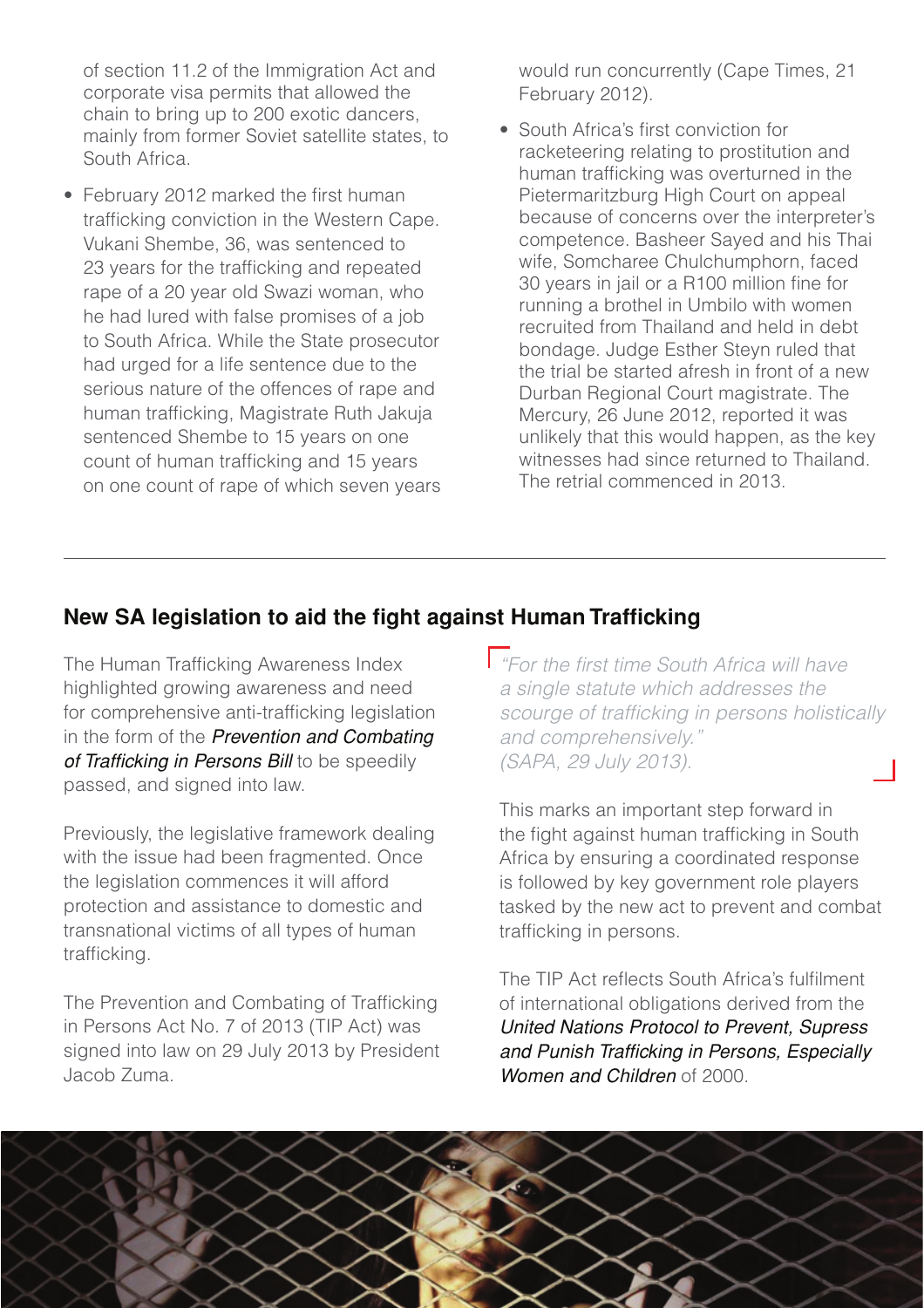of section 11.2 of the Immigration Act and corporate visa permits that allowed the chain to bring up to 200 exotic dancers, mainly from former Soviet satellite states, to South Africa.

- February 2012 marked the first human trafficking conviction in the Western Cape. Vukani Shembe, 36, was sentenced to 23 years for the trafficking and repeated rape of a 20 year old Swazi woman, who he had lured with false promises of a job to South Africa. While the State prosecutor had urged for a life sentence due to the serious nature of the offences of rape and human trafficking, Magistrate Ruth Jakuja sentenced Shembe to 15 years on one count of human trafficking and 15 years on one count of rape of which seven years would run concurrently (Cape Times, 21 February 2012).
- South Africa's first conviction for racketeering relating to prostitution and human trafficking was overturned in the Pietermaritzburg High Court on appeal because of concerns over the interpreter's competence. Basheer Sayed and his Thai wife, Somcharee Chulchumphorn, faced 30 years in jail or a R100 million fine for running a brothel in Umbilo with women recruited from Thailand and held in debt bondage. Judge Esther Steyn ruled that the trial be started afresh in front of a new Durban Regional Court magistrate. The Mercury, 26 June 2012, reported it was unlikely that this would happen, as the key witnesses had since returned to Thailand. The retrial commenced in 2013.

## New SA legislation to aid the fight against Human Trafficking

The Human Trafficking Awareness Index highlighted growing awareness and need for comprehensive anti-trafficking legislation in the form of the ***Prevention and Combating of Trafficking in Persons Bill*** to be speedily passed, and signed into law.

Previously, the legislative framework dealing with the issue had been fragmented. Once the legislation commences it will afford protection and assistance to domestic and transnational victims of all types of human trafficking.

The Prevention and Combating of Trafficking in Persons Act No. 7 of 2013 (TIP Act) was signed into law on 29 July 2013 by President Jacob Zuma.

*"For the first time South Africa will have a single statute which addresses the scourge of trafficking in persons holistically and comprehensively." (SAPA, 29 July 2013).*

This marks an important step forward in the fight against human trafficking in South Africa by ensuring a coordinated response is followed by key government role players tasked by the new act to prevent and combat trafficking in persons.

The TIP Act reflects South Africa's fulfilment of international obligations derived from the *United Nations Protocol to Prevent, Supress and Punish Trafficking in Persons, Especially Women and Children* of 2000.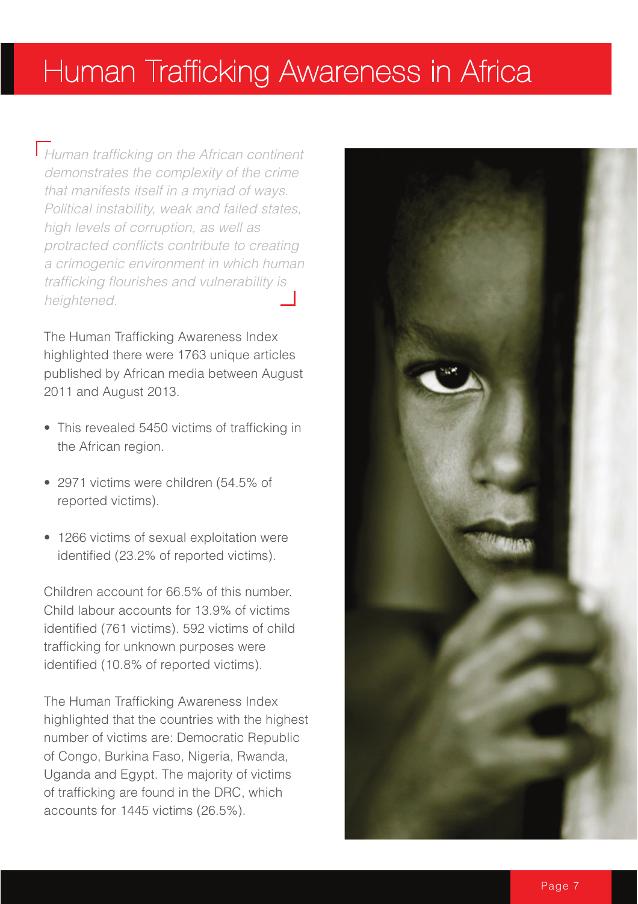# Human Trafficking Awareness in Africa

*Human trafficking on the African continent demonstrates the complexity of the crime that manifests itself in a myriad of ways. Political instability, weak and failed states, high levels of corruption, as well as protracted conflicts contribute to creating a crimogenic environment in which human trafficking flourishes and vulnerability is heightened.*

The Human Trafficking Awareness Index highlighted there were 1763 unique articles published by African media between August 2011 and August 2013.

- This revealed 5450 victims of trafficking in the African region.
- 2971 victims were children (54.5% of reported victims).
- 1266 victims of sexual exploitation were identified (23.2% of reported victims).

Children account for 66.5% of this number. Child labour accounts for 13.9% of victims identified (761 victims). 592 victims of child trafficking for unknown purposes were identified (10.8% of reported victims).

The Human Trafficking Awareness Index highlighted that the countries with the highest number of victims are: Democratic Republic of Congo, Burkina Faso, Nigeria, Rwanda, Uganda and Egypt. The majority of victims of trafficking are found in the DRC, which accounts for 1445 victims (26.5%).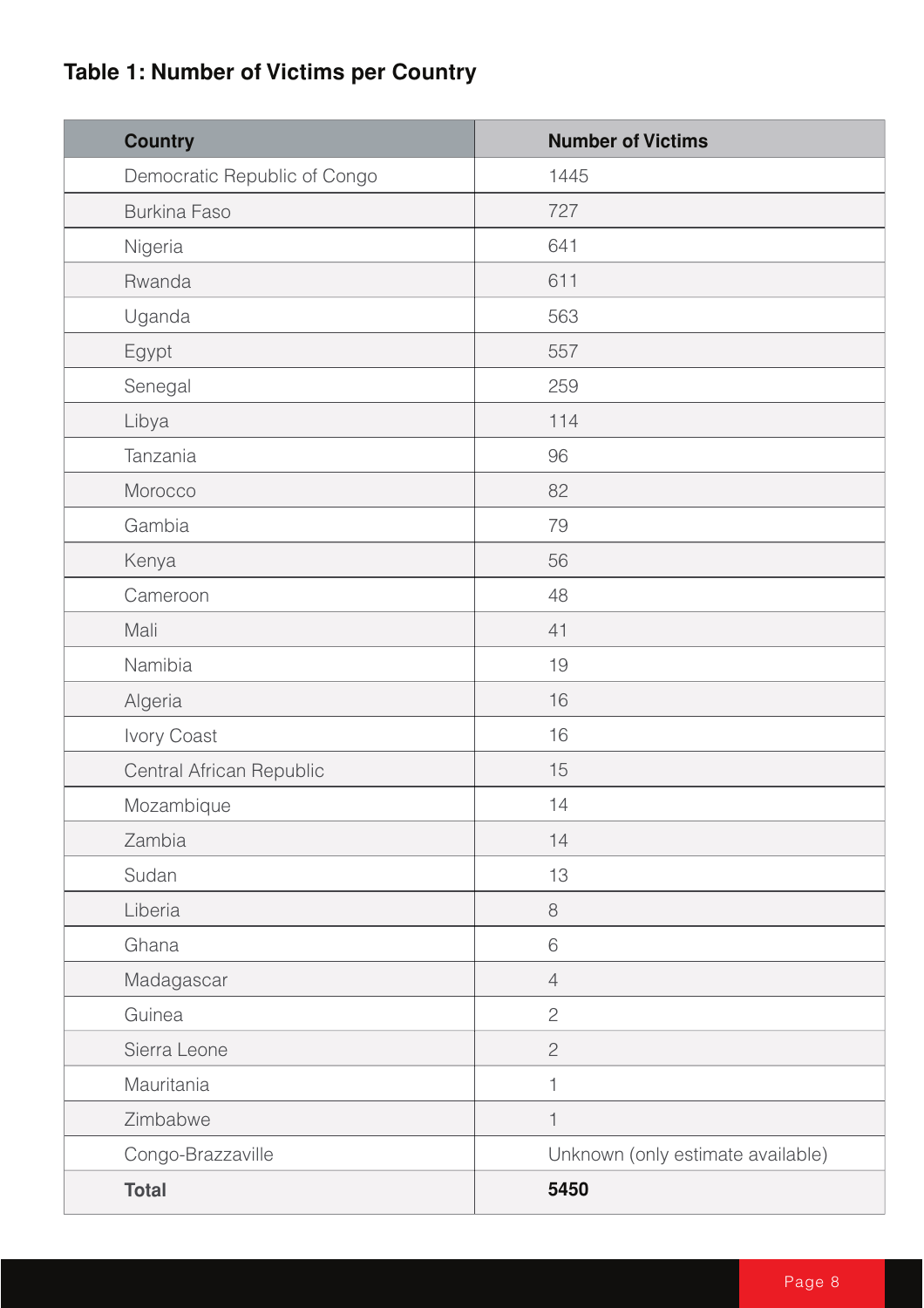### Table 1: Number of Victims per Country

| Country | Number of Victims |
|---|---|
| Democratic Republic of Congo | 1445 |
| Burkina Faso | 727 |
| Nigeria | 641 |
| Rwanda | 611 |
| Uganda | 563 |
| Egypt | 557 |
| Senegal | 259 |
| Libya | 114 |
| Tanzania | 96 |
| Morocco | 82 |
| Gambia | 79 |
| Kenya | 56 |
| Cameroon | 48 |
| Mali | 41 |
| Namibia | 19 |
| Algeria | 16 |
| Ivory Coast | 16 |
| Central African Republic | 15 |
| Mozambique | 14 |
| Zambia | 14 |
| Sudan | 13 |
| Liberia | 8 |
| Ghana | 6 |
| Madagascar | 4 |
| Guinea | 2 |
| Sierra Leone | 2 |
| Mauritania | 1 |
| Zimbabwe | 1 |
| Congo-Brazzaville | Unknown (only estimate available) |
| **Total** | **5450** |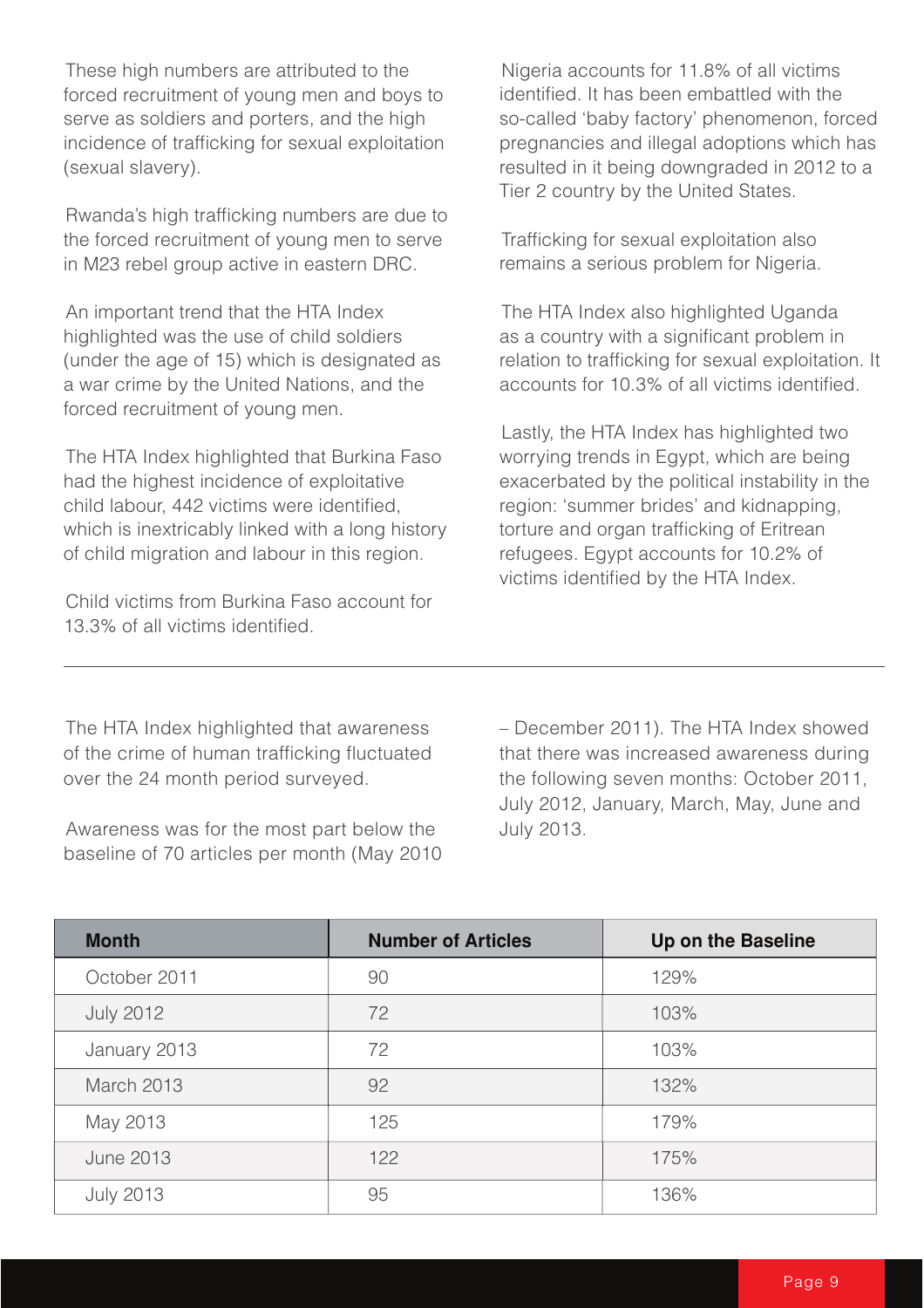These high numbers are attributed to the forced recruitment of young men and boys to serve as soldiers and porters, and the high incidence of trafficking for sexual exploitation (sexual slavery).

Rwanda's high trafficking numbers are due to the forced recruitment of young men to serve in M23 rebel group active in eastern DRC.

An important trend that the HTA Index highlighted was the use of child soldiers (under the age of 15) which is designated as a war crime by the United Nations, and the forced recruitment of young men.

The HTA Index highlighted that Burkina Faso had the highest incidence of exploitative child labour, 442 victims were identified, which is inextricably linked with a long history of child migration and labour in this region.

Child victims from Burkina Faso account for 13.3% of all victims identified.

Nigeria accounts for 11.8% of all victims identified. It has been embattled with the so-called 'baby factory' phenomenon, forced pregnancies and illegal adoptions which has resulted in it being downgraded in 2012 to a Tier 2 country by the United States.

Trafficking for sexual exploitation also remains a serious problem for Nigeria.

The HTA Index also highlighted Uganda as a country with a significant problem in relation to trafficking for sexual exploitation. It accounts for 10.3% of all victims identified.

Lastly, the HTA Index has highlighted two worrying trends in Egypt, which are being exacerbated by the political instability in the region: 'summer brides' and kidnapping, torture and organ trafficking of Eritrean refugees. Egypt accounts for 10.2% of victims identified by the HTA Index.

---

The HTA Index highlighted that awareness of the crime of human trafficking fluctuated over the 24 month period surveyed.

Awareness was for the most part below the baseline of 70 articles per month (May 2010 – December 2011). The HTA Index showed that there was increased awareness during the following seven months: October 2011, July 2012, January, March, May, June and July 2013.

| Month | Number of Articles | Up on the Baseline |
|---|---|---|
| October 2011 | 90 | 129% |
| July 2012 | 72 | 103% |
| January 2013 | 72 | 103% |
| March 2013 | 92 | 132% |
| May 2013 | 125 | 179% |
| June 2013 | 122 | 175% |
| July 2013 | 95 | 136% |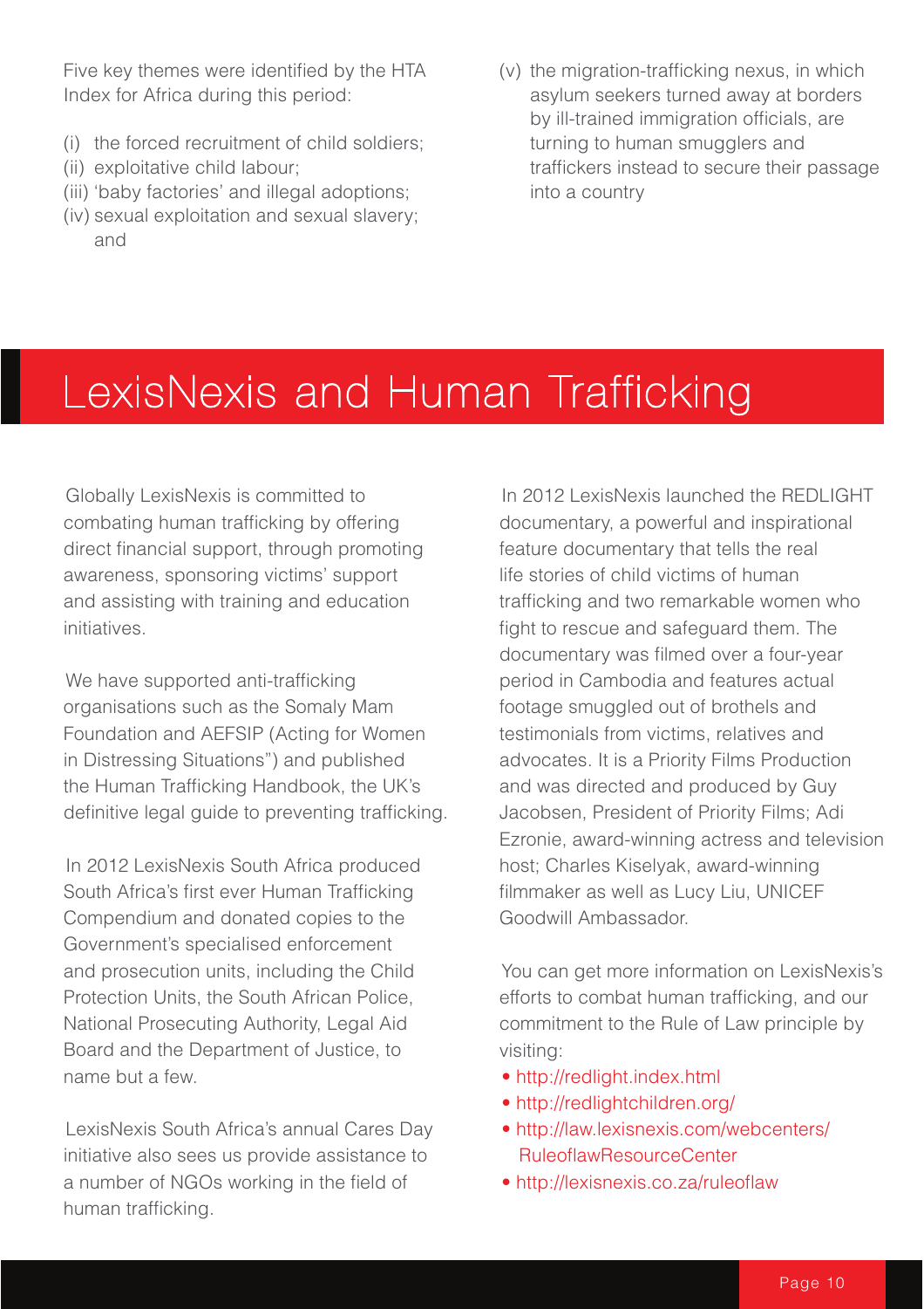Five key themes were identified by the HTA Index for Africa during this period:

(i) the forced recruitment of child soldiers;
(ii) exploitative child labour;
(iii) 'baby factories' and illegal adoptions;
(iv) sexual exploitation and sexual slavery; and
(v) the migration-trafficking nexus, in which asylum seekers turned away at borders by ill-trained immigration officials, are turning to human smugglers and traffickers instead to secure their passage into a country

# LexisNexis and Human Trafficking

Globally LexisNexis is committed to combating human trafficking by offering direct financial support, through promoting awareness, sponsoring victims' support and assisting with training and education initiatives.

We have supported anti-trafficking organisations such as the Somaly Mam Foundation and AEFSIP (Acting for Women in Distressing Situations") and published the Human Trafficking Handbook, the UK's definitive legal guide to preventing trafficking.

In 2012 LexisNexis South Africa produced South Africa's first ever Human Trafficking Compendium and donated copies to the Government's specialised enforcement and prosecution units, including the Child Protection Units, the South African Police, National Prosecuting Authority, Legal Aid Board and the Department of Justice, to name but a few.

LexisNexis South Africa's annual Cares Day initiative also sees us provide assistance to a number of NGOs working in the field of human trafficking.

In 2012 LexisNexis launched the REDLIGHT documentary, a powerful and inspirational feature documentary that tells the real life stories of child victims of human trafficking and two remarkable women who fight to rescue and safeguard them. The documentary was filmed over a four-year period in Cambodia and features actual footage smuggled out of brothels and testimonials from victims, relatives and advocates. It is a Priority Films Production and was directed and produced by Guy Jacobsen, President of Priority Films; Adi Ezronie, award-winning actress and television host; Charles Kiselyak, award-winning filmmaker as well as Lucy Liu, UNICEF Goodwill Ambassador.

You can get more information on LexisNexis's efforts to combat human trafficking, and our commitment to the Rule of Law principle by visiting:

- http://redlight.index.html
- http://redlightchildren.org/
- http://law.lexisnexis.com/webcenters/RuleoflawResourceCenter
- http://lexisnexis.co.za/ruleoflaw